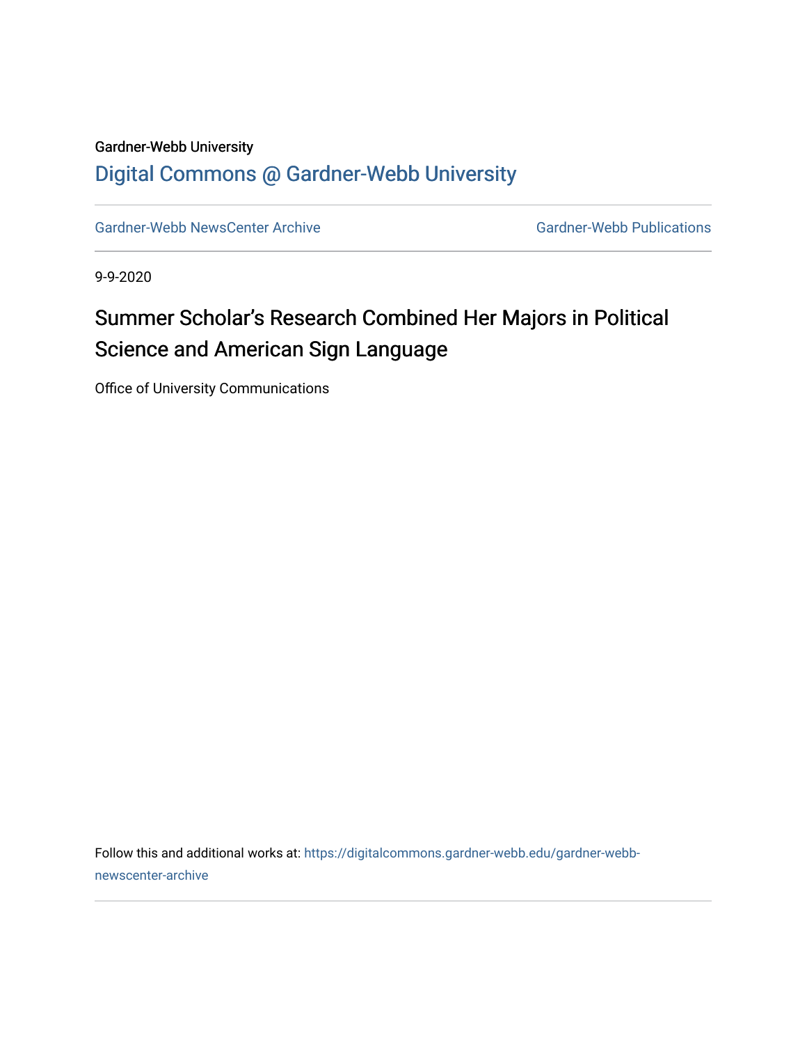Gardner-Webb University

## Digital Commons @ Gardner-Webb University

Gardner-Webb NewsCenter Archive

Gardner-Webb Publications

9-9-2020

# Summer Scholar's Research Combined Her Majors in Political Science and American Sign Language

Office of University Communications

Follow this and additional works at: https://digitalcommons.gardner-webb.edu/gardner-webb-newscenter-archive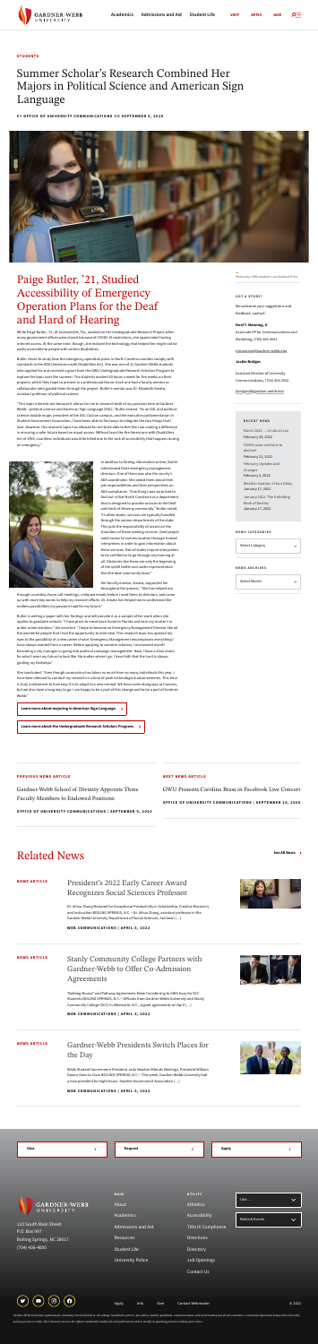STUDENTS

# Summer Scholar's Research Combined Her Majors in Political Science and American Sign Language

BY OFFICE OF UNIVERSITY COMMUNICATIONS ON SEPTEMBER 9, 2020

## Paige Butler, '21, Studied Accessibility of Emergency Operation Plans for the Deaf and Hard of Hearing

While Paige Butler, '21, of Jacksonville, Fla., worked on her Undergraduate Research Project when many government offices were closed because of COVID-19 restrictions, she appreciated having Internet access. At the same time, though, she realized the technology that helped her might not be easily accessible to people with certain disabilities.

Butler chose to study how the emergency operation plans in North Carolina counties comply with standards in the ADA (Americans with Disabilities Act). She was one of 11 Gardner-Webb students who applied for and received a grant from the GWU Undergraduate Research Scholars Program to explore the topic over the summer. The students worked 10 hours a week for five weeks on their projects, which they hope to present in a professional forum. Each one had a faculty member or collaborator who guided them through the project. Butler's mentor was Dr. Elizabeth Amato, assistant professor of political science.

"This topic interests me because it allows me to research both of my passions here at Gardner-Webb—political science and American Sign Language (ASL)," Butler shared. "As an ASL and political science double major, president of the ASL Club on campus, and the executive parliamentarian in Student Government Association, I have been able to find ways to integrate the two things that I love. However, this research topic has allowed for me to be able to feel like I am making a difference in ensuring a safer future based on equal access. Without laws like the Americans with Disabilities Act of 1990, countless individuals would be left due to the lack of accessibility that happens during an emergency."

In addition to finding information online, Butler interviewed three emergency management directors. One of them was also the county's ADA coordinator. She asked them about their job responsibilities and their perspectives on ADA compliance. "One thing I was surprised to find out is that North Carolina has a department that is designed to provide services to the Deaf and Hard of Hearing community," Butler noted. "In other states, services are typically handled through the various departments of the state. This puts the responsibility of access on the shoulders of those existing services. Deaf people need access to communication through trained interpreters in order to gain information about those services. Not all states require interpreters to be certified or to go through any training at all. Obstacles like these are only the beginning of the uphill battle and under-representation that the deaf community faces."

Her faculty mentor, Amato, supported her throughout the process. "She has helped me through countless Zoom call meetings, critiqued emails before I send them to directors, and come up with more key words to help my research efforts. Dr. Amato has helped me to understand the endless possibilities my passions hold for my future."

Butler is writing a paper with her findings and will provide it as a sample of her work when she applies to graduate schools. "I have plans to move back home to Florida and raise my master's in public administration," she asserted. "I hope to become an Emergency Management Director like all the wonderful people that I had the opportunity to interview. This research topic has opened my eyes to the possibility of a new career choice. Emergency Management encompasses everything I have always wanted from a career. Before applying, to summer scholars, I envisioned myself becoming a city manager or going into political campaign management. Now, I have a clear vision for what I want my future to look like. No matter where I go, I have faith that the Lord is always guiding my footsteps."

She concluded, "Even though coronavirus has taken so much from so many individuals this year, I have been blessed to conduct my research in a time of peak technological advancements. This time is truly a testament to how easy it is to adapt to a new normal. We have come a long way as humans, but we also have a long way to go. I am happy to be a part of this change and to be a part of Gardner-Webb."

Learn more about majoring in American Sign Language.

Learn more about the Undergraduate Research Scholars Program.

Photos by: GWU student Lia Montana Price

GOT A STORY?

We welcome your suggestions and feedback, contact:

**Noel T. Manning, II**
Associate VP for Communications and Marketing, (704) 406-4631

nmanning@gardner-webb.edu

**Jackie Bridges**

Assistant Director of University Communications, (704) 406-2942

jbridges@gardner-webb.edu

RECENT NEWS

March 2022 — In Like a Lion
February 28, 2022

COVID cases continue to decline!
February 21, 2022

February Updates and Changes
February 4, 2022

Weather Update: 2 Hour Delay
January 27, 2022

January 2022: The Unfolding Work of the Day
January 27, 2022

NEWS CATEGORIES

Select Category

NEWS ARCHIVES

Select Month

PREVIOUS NEWS ARTICLE

Gardner-Webb School of Divinity Appoints Three Faculty Members to Endowed Positions

OFFICE OF UNIVERSITY COMMUNICATIONS | SEPTEMBER 9, 2020

NEXT NEWS ARTICLE

GWU Presents Carolina Brass in Facebook Live Concert

OFFICE OF UNIVERSITY COMMUNICATIONS | SEPTEMBER 10, 2020

## Related News

See All News

NEWS ARTICLE

### President's 2022 Early Career Award Recognizes Social Sciences Professor

Dr. Xihua Zhang Honored for Exceptional Productivity in Scholarship, Creative Discovery and Instruction BOILING SPRINGS, N.C.—Dr. Xihua Zhang, assistant professor in the Gardner-Webb University Department of Social Sciences, has been […]

WEB COMMUNICATIONS | APRIL 5, 2022

NEWS ARTICLE

### Stanly Community College Partners with Gardner-Webb to Offer Co-Admission Agreements

'Bulldog Bound' and Pathway Agreements Make Transferring to GWU Easy for SCC Students BOILING SPRINGS, N.C.—Officials from Gardner-Webb University and Stanly Community College (SCC) in Albemarle, N.C., signed agreements on April […]

WEB COMMUNICATIONS | APRIL 5, 2022

NEWS ARTICLE

### Gardner-Webb Presidents Switch Places for the Day

While Student Government President Jada Newton Attends Meetings, President William Downs Goes to Class BOILING SPRINGS, N.C.—This week, Gardner-Webb University had a new president for eight hours. Student Government Association […]

WEB COMMUNICATIONS | APRIL 5, 2022

Give | Request | Apply

GARDNER-WEBB UNIVERSITY

110 South Main Street
P.O. Box 997
Boiling Springs, NC 28017
(704) 406-4000

MAIN

About
Academics
Admissions and Aid
Resources
Student Life
University Police

UTILITY

Athletics
Accessibility
Title IX Compliance
Directions
Directory
Job Openings
Contact Us

I Am ...

Media & Events

Apply | Info | Give | Contact Webmaster

© 2022